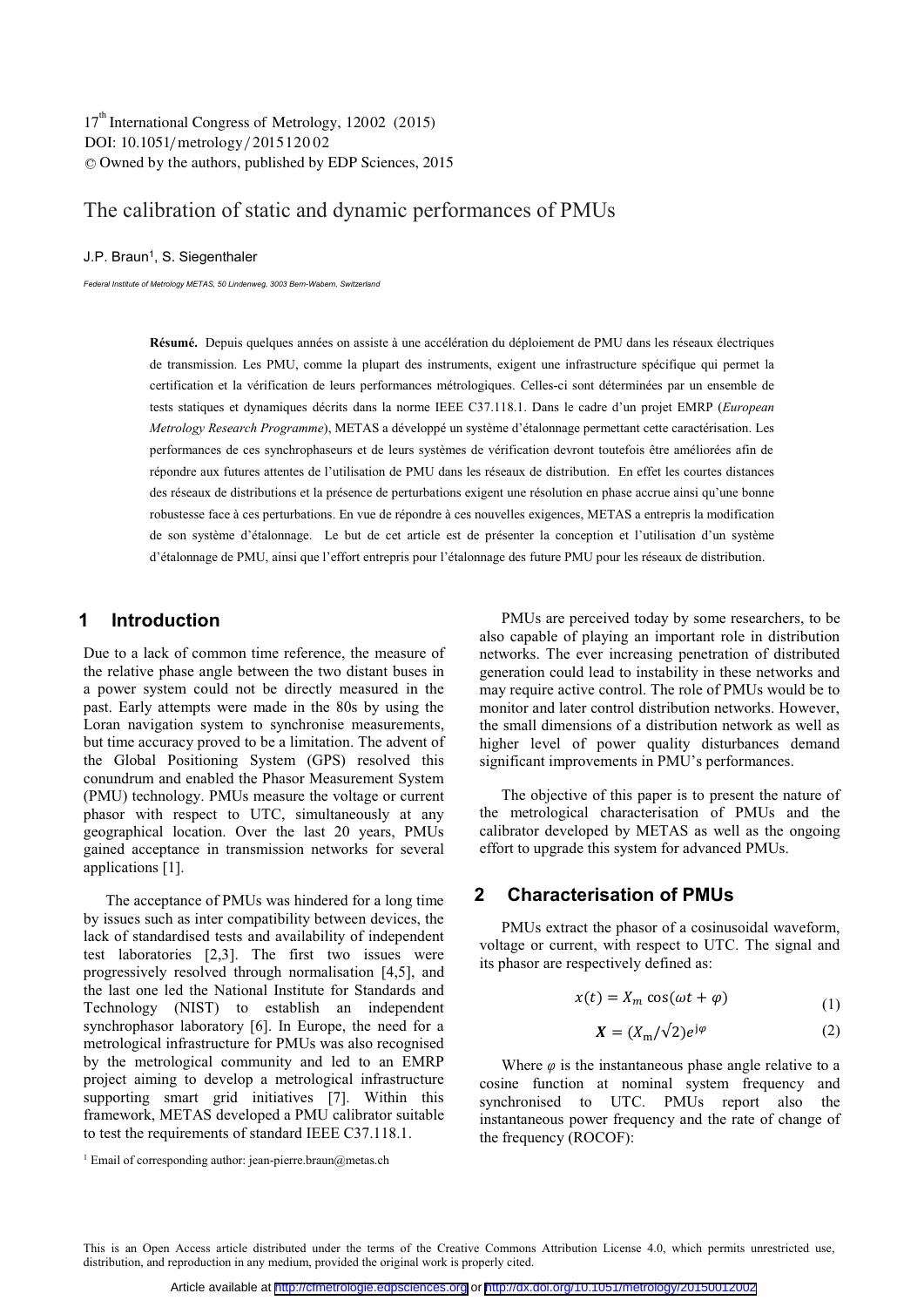# The calibration of static and dynamic performances of PMUs

J.P. Braun[1], S. Siegenthaler

*Federal Institute of Metrology METAS, 50 Lindenweg, 3003 Bern-Wabern, Switzerland*

**Résumé.** Depuis quelques années on assiste à une accélération du déploiement de PMU dans les réseaux électriques de transmission. Les PMU, comme la plupart des instruments, exigent une infrastructure spécifique qui permet la certification et la vérification de leurs performances métrologiques. Celles-ci sont déterminées par un ensemble de tests statiques et dynamiques décrits dans la norme IEEE C37.118.1. Dans le cadre d'un projet EMRP (*European Metrology Research Programme*), METAS a développé un système d'étalonnage permettant cette caractérisation. Les performances de ces synchrophaseurs et de leurs systèmes de vérification devront toutefois être améliorées afin de répondre aux futures attentes de l'utilisation de PMU dans les réseaux de distribution. En effet les courtes distances des réseaux de distributions et la présence de perturbations exigent une résolution en phase accrue ainsi qu'une bonne robustesse face à ces perturbations. En vue de répondre à ces nouvelles exigences, METAS a entrepris la modification de son système d'étalonnage. Le but de cet article est de présenter la conception et l'utilisation d'un système d'étalonnage de PMU, ainsi que l'effort entrepris pour l'étalonnage des future PMU pour les réseaux de distribution.

## 1 Introduction

Due to a lack of common time reference, the measure of the relative phase angle between the two distant buses in a power system could not be directly measured in the past. Early attempts were made in the 80s by using the Loran navigation system to synchronise measurements, but time accuracy proved to be a limitation. The advent of the Global Positioning System (GPS) resolved this conundrum and enabled the Phasor Measurement System (PMU) technology. PMUs measure the voltage or current phasor with respect to UTC, simultaneously at any geographical location. Over the last 20 years, PMUs gained acceptance in transmission networks for several applications [1].

The acceptance of PMUs was hindered for a long time by issues such as inter compatibility between devices, the lack of standardised tests and availability of independent test laboratories [2,3]. The first two issues were progressively resolved through normalisation [4,5], and the last one led the National Institute for Standards and Technology (NIST) to establish an independent synchrophasor laboratory [6]. In Europe, the need for a metrological infrastructure for PMUs was also recognised by the metrological community and led to an EMRP project aiming to develop a metrological infrastructure supporting smart grid initiatives [7]. Within this framework, METAS developed a PMU calibrator suitable to test the requirements of standard IEEE C37.118.1.

PMUs are perceived today by some researchers, to be also capable of playing an important role in distribution networks. The ever increasing penetration of distributed generation could lead to instability in these networks and may require active control. The role of PMUs would be to monitor and later control distribution networks. However, the small dimensions of a distribution network as well as higher level of power quality disturbances demand significant improvements in PMU's performances.

The objective of this paper is to present the nature of the metrological characterisation of PMUs and the calibrator developed by METAS as well as the ongoing effort to upgrade this system for advanced PMUs.

## 2 Characterisation of PMUs

PMUs extract the phasor of a cosinusoidal waveform, voltage or current, with respect to UTC. The signal and its phasor are respectively defined as:

$$x(t) = X_m \cos(\omega t + \varphi) \tag{1}$$

$$\boldsymbol{X} = (X_{\mathrm{m}}/\sqrt{2})e^{\mathrm{j}\varphi} \tag{2}$$

Where $\varphi$ is the instantaneous phase angle relative to a cosine function at nominal system frequency and synchronised to UTC. PMUs report also the instantaneous power frequency and the rate of change of the frequency (ROCOF):

[1] Email of corresponding author: jean-pierre.braun@metas.ch

This is an Open Access article distributed under the terms of the Creative Commons Attribution License 4.0, which permits unrestricted use, distribution, and reproduction in any medium, provided the original work is properly cited.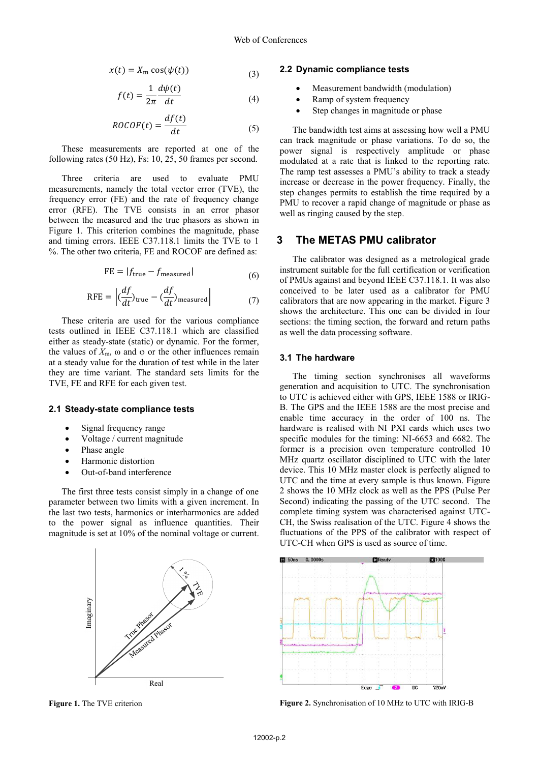$$x(t) = X_m \cos(\psi(t)) \tag{3}$$

$$f(t) = \frac{1}{2\pi} \frac{d\psi(t)}{dt} \tag{4}$$

$$ROCOF(t) = \frac{df(t)}{dt} \tag{5}$$

These measurements are reported at one of the following rates (50 Hz), Fs: 10, 25, 50 frames per second.

Three criteria are used to evaluate PMU measurements, namely the total vector error (TVE), the frequency error (FE) and the rate of frequency change error (RFE). The TVE consists in an error phasor between the measured and the true phasors as shown in Figure 1. This criterion combines the magnitude, phase and timing errors. IEEE C37.118.1 limits the TVE to 1 %. The other two criteria, FE and ROCOF are defined as:

$$\text{FE} = |f_{\text{true}} - f_{\text{measured}}| \tag{6}$$

$$\text{RFE} = \left| (\frac{df}{dt})_{\text{true}} - (\frac{df}{dt})_{\text{measured}} \right| \tag{7}$$

These criteria are used for the various compliance tests outlined in IEEE C37.118.1 which are classified either as steady-state (static) or dynamic. For the former, the values of $X_m$, ω and φ or the other influences remain at a steady value for the duration of test while in the later they are time variant. The standard sets limits for the TVE, FE and RFE for each given test.

### 2.1 Steady-state compliance tests

- Signal frequency range
- Voltage / current magnitude
- Phase angle
- Harmonic distortion
- Out-of-band interference

The first three tests consist simply in a change of one parameter between two limits with a given increment. In the last two tests, harmonics or interharmonics are added to the power signal as influence quantities. Their magnitude is set at 10% of the nominal voltage or current.

**Figure 1.** The TVE criterion

### 2.2 Dynamic compliance tests

- Measurement bandwidth (modulation)
- Ramp of system frequency
- Step changes in magnitude or phase

The bandwidth test aims at assessing how well a PMU can track magnitude or phase variations. To do so, the power signal is respectively amplitude or phase modulated at a rate that is linked to the reporting rate. The ramp test assesses a PMU's ability to track a steady increase or decrease in the power frequency. Finally, the step changes permits to establish the time required by a PMU to recover a rapid change of magnitude or phase as well as ringing caused by the step.

## 3 The METAS PMU calibrator

The calibrator was designed as a metrological grade instrument suitable for the full certification or verification of PMUs against and beyond IEEE C37.118.1. It was also conceived to be later used as a calibrator for PMU calibrators that are now appearing in the market. Figure 3 shows the architecture. This one can be divided in four sections: the timing section, the forward and return paths as well the data processing software.

### 3.1 The hardware

The timing section synchronises all waveforms generation and acquisition to UTC. The synchronisation to UTC is achieved either with GPS, IEEE 1588 or IRIG-B. The GPS and the IEEE 1588 are the most precise and enable time accuracy in the order of 100 ns. The hardware is realised with NI PXI cards which uses two specific modules for the timing: NI-6653 and 6682. The former is a precision oven temperature controlled 10 MHz quartz oscillator disciplined to UTC with the later device. This 10 MHz master clock is perfectly aligned to UTC and the time at every sample is thus known. Figure 2 shows the 10 MHz clock as well as the PPS (Pulse Per Second) indicating the passing of the UTC second. The complete timing system was characterised against UTC-CH, the Swiss realisation of the UTC. Figure 4 shows the fluctuations of the PPS of the calibrator with respect of UTC-CH when GPS is used as source of time.

**Figure 2.** Synchronisation of 10 MHz to UTC with IRIG-B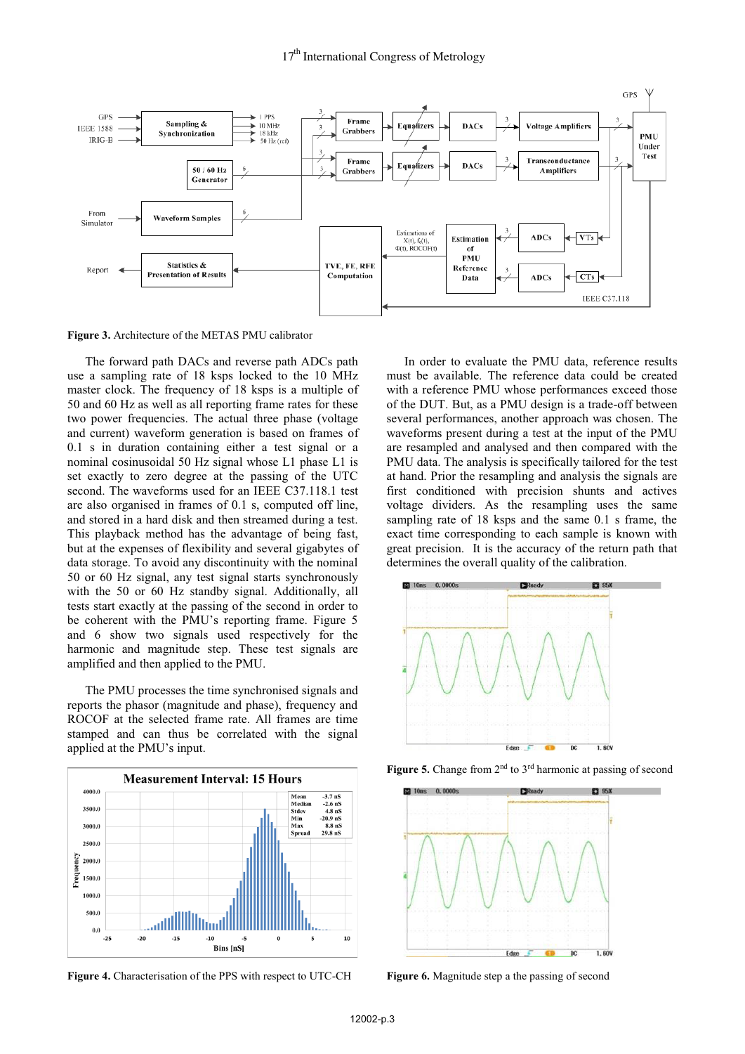Figure 3. Architecture of the METAS PMU calibrator

The forward path DACs and reverse path ADCs path use a sampling rate of 18 ksps locked to the 10 MHz master clock. The frequency of 18 ksps is a multiple of 50 and 60 Hz as well as all reporting frame rates for these two power frequencies. The actual three phase (voltage and current) waveform generation is based on frames of 0.1 s in duration containing either a test signal or a nominal cosinusoidal 50 Hz signal whose L1 phase L1 is set exactly to zero degree at the passing of the UTC second. The waveforms used for an IEEE C37.118.1 test are also organised in frames of 0.1 s, computed off line, and stored in a hard disk and then streamed during a test. This playback method has the advantage of being fast, but at the expenses of flexibility and several gigabytes of data storage. To avoid any discontinuity with the nominal 50 or 60 Hz signal, any test signal starts synchronously with the 50 or 60 Hz standby signal. Additionally, all tests start exactly at the passing of the second in order to be coherent with the PMU's reporting frame. Figure 5 and 6 show two signals used respectively for the harmonic and magnitude step. These test signals are amplified and then applied to the PMU.

The PMU processes the time synchronised signals and reports the phasor (magnitude and phase), frequency and ROCOF at the selected frame rate. All frames are time stamped and can thus be correlated with the signal applied at the PMU's input.

Figure 4. Characterisation of the PPS with respect to UTC-CH

In order to evaluate the PMU data, reference results must be available. The reference data could be created with a reference PMU whose performances exceed those of the DUT. But, as a PMU design is a trade-off between several performances, another approach was chosen. The waveforms present during a test at the input of the PMU are resampled and analysed and then compared with the PMU data. The analysis is specifically tailored for the test at hand. Prior the resampling and analysis the signals are first conditioned with precision shunts and actives voltage dividers. As the resampling uses the same sampling rate of 18 ksps and the same 0.1 s frame, the exact time corresponding to each sample is known with great precision. It is the accuracy of the return path that determines the overall quality of the calibration.

Figure 5. Change from 2[nd] to 3[rd] harmonic at passing of second

Figure 6. Magnitude step a the passing of second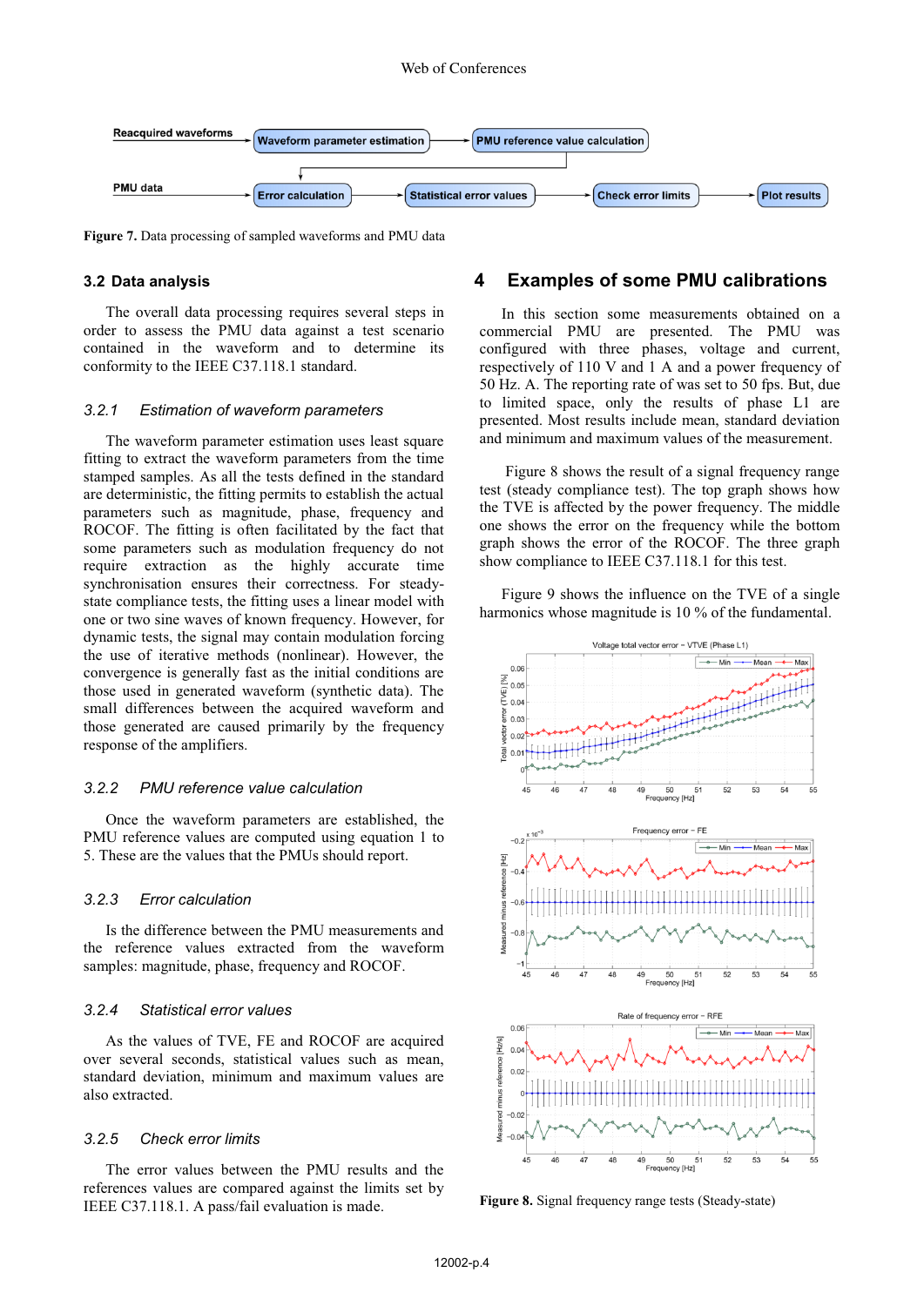**Figure 7.** Data processing of sampled waveforms and PMU data

### 3.2 Data analysis

The overall data processing requires several steps in order to assess the PMU data against a test scenario contained in the waveform and to determine its conformity to the IEEE C37.118.1 standard.

#### 3.2.1 *Estimation of waveform parameters*

The waveform parameter estimation uses least square fitting to extract the waveform parameters from the time stamped samples. As all the tests defined in the standard are deterministic, the fitting permits to establish the actual parameters such as magnitude, phase, frequency and ROCOF. The fitting is often facilitated by the fact that some parameters such as modulation frequency do not require extraction as the highly accurate time synchronisation ensures their correctness. For steady-state compliance tests, the fitting uses a linear model with one or two sine waves of known frequency. However, for dynamic tests, the signal may contain modulation forcing the use of iterative methods (nonlinear). However, the convergence is generally fast as the initial conditions are those used in generated waveform (synthetic data). The small differences between the acquired waveform and those generated are caused primarily by the frequency response of the amplifiers.

#### 3.2.2 *PMU reference value calculation*

Once the waveform parameters are established, the PMU reference values are computed using equation 1 to 5. These are the values that the PMUs should report.

#### 3.2.3 *Error calculation*

Is the difference between the PMU measurements and the reference values extracted from the waveform samples: magnitude, phase, frequency and ROCOF.

#### 3.2.4 *Statistical error values*

As the values of TVE, FE and ROCOF are acquired over several seconds, statistical values such as mean, standard deviation, minimum and maximum values are also extracted.

#### 3.2.5 *Check error limits*

The error values between the PMU results and the references values are compared against the limits set by IEEE C37.118.1. A pass/fail evaluation is made.

## 4 Examples of some PMU calibrations

In this section some measurements obtained on a commercial PMU are presented. The PMU was configured with three phases, voltage and current, respectively of 110 V and 1 A and a power frequency of 50 Hz. A. The reporting rate of was set to 50 fps. But, due to limited space, only the results of phase L1 are presented. Most results include mean, standard deviation and minimum and maximum values of the measurement.

Figure 8 shows the result of a signal frequency range test (steady compliance test). The top graph shows how the TVE is affected by the power frequency. The middle one shows the error on the frequency while the bottom graph shows the error of the ROCOF. The three graph show compliance to IEEE C37.118.1 for this test.

Figure 9 shows the influence on the TVE of a single harmonics whose magnitude is 10 % of the fundamental.

**Figure 8.** Signal frequency range tests (Steady-state)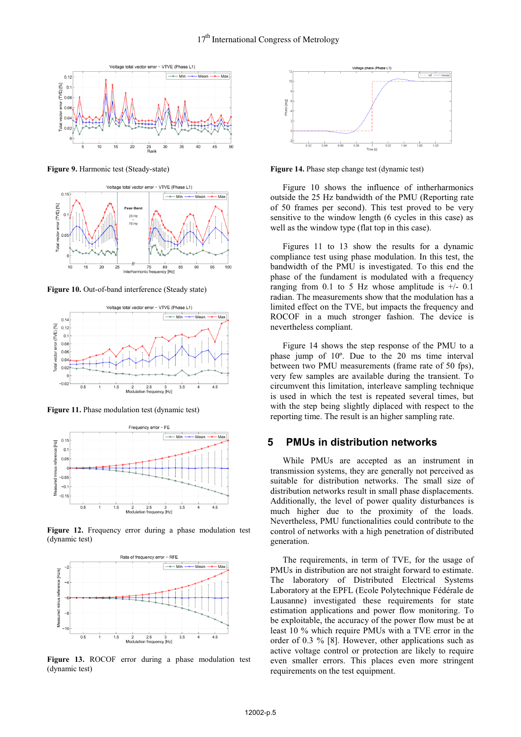Figure 9. Harmonic test (Steady-state)

Figure 10. Out-of-band interference (Steady state)

Figure 11. Phase modulation test (dynamic test)

Figure 12. Frequency error during a phase modulation test (dynamic test)

Figure 13. ROCOF error during a phase modulation test (dynamic test)

Figure 14. Phase step change test (dynamic test)

Figure 10 shows the influence of intherharmonics outside the 25 Hz bandwidth of the PMU (Reporting rate of 50 frames per second). This test proved to be very sensitive to the window length (6 cycles in this case) as well as the window type (flat top in this case).

Figures 11 to 13 show the results for a dynamic compliance test using phase modulation. In this test, the bandwidth of the PMU is investigated. To this end the phase of the fundament is modulated with a frequency ranging from 0.1 to 5 Hz whose amplitude is +/- 0.1 radian. The measurements show that the modulation has a limited effect on the TVE, but impacts the frequency and ROCOF in a much stronger fashion. The device is nevertheless compliant.

Figure 14 shows the step response of the PMU to a phase jump of 10º. Due to the 20 ms time interval between two PMU measurements (frame rate of 50 fps), very few samples are available during the transient. To circumvent this limitation, interleave sampling technique is used in which the test is repeated several times, but with the step being slightly diplaced with respect to the reporting time. The result is an higher sampling rate.

## 5 PMUs in distribution networks

While PMUs are accepted as an instrument in transmission systems, they are generally not perceived as suitable for distribution networks. The small size of distribution networks result in small phase displacements. Additionally, the level of power quality disturbances is much higher due to the proximity of the loads. Nevertheless, PMU functionalities could contribute to the control of networks with a high penetration of distributed generation.

The requirements, in term of TVE, for the usage of PMUs in distribution are not straight forward to estimate. The laboratory of Distributed Electrical Systems Laboratory at the EPFL (Ecole Polytechnique Fédérale de Lausanne) investigated these requirements for state estimation applications and power flow monitoring. To be exploitable, the accuracy of the power flow must be at least 10 % which require PMUs with a TVE error in the order of 0.3 % [8]. However, other applications such as active voltage control or protection are likely to require even smaller errors. This places even more stringent requirements on the test equipment.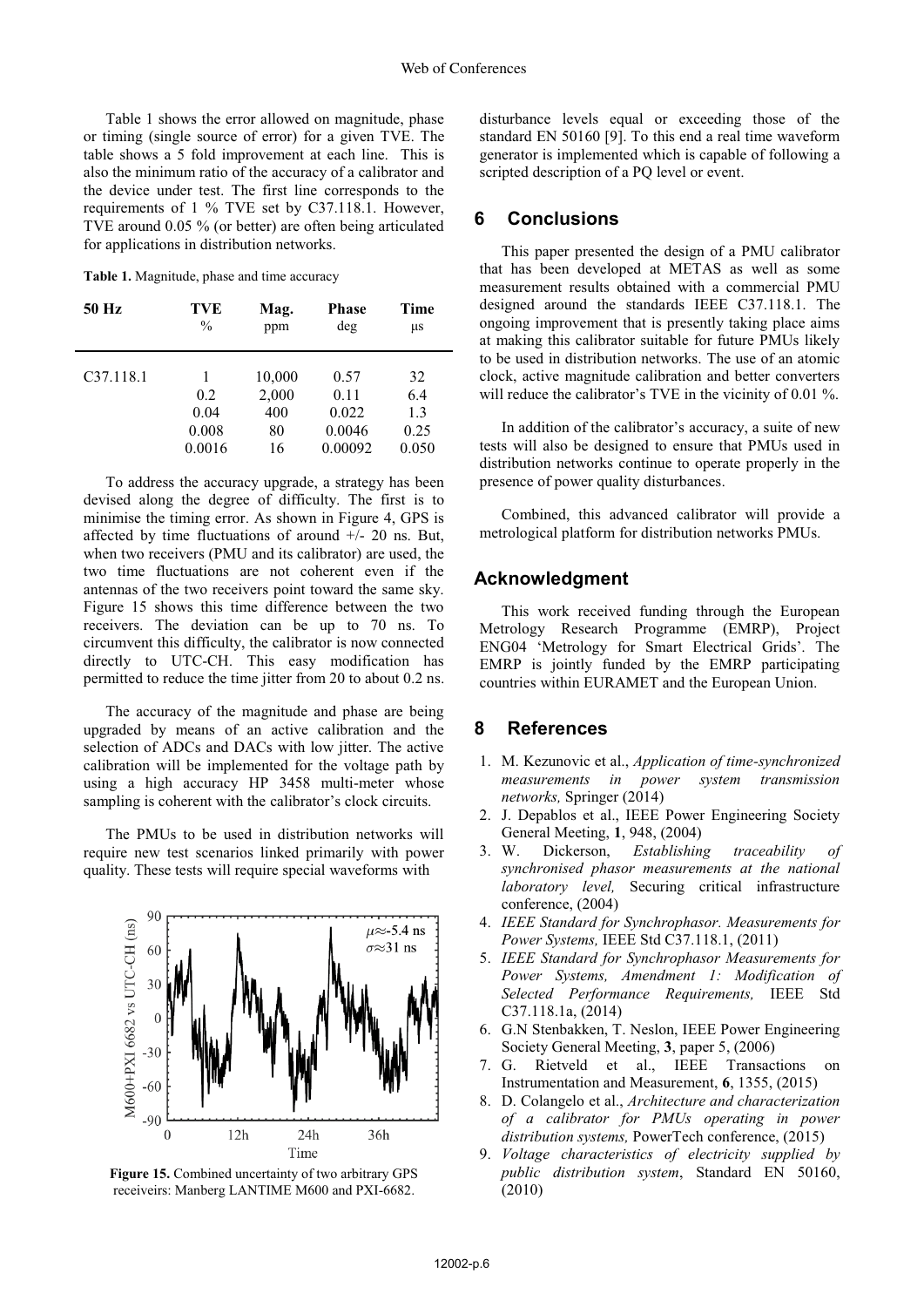Table 1 shows the error allowed on magnitude, phase or timing (single source of error) for a given TVE. The table shows a 5 fold improvement at each line. This is also the minimum ratio of the accuracy of a calibrator and the device under test. The first line corresponds to the requirements of 1 % TVE set by C37.118.1. However, TVE around 0.05 % (or better) are often being articulated for applications in distribution networks.

**Table 1.** Magnitude, phase and time accuracy

| 50 Hz | TVE % | Mag. ppm | Phase deg | Time μs |
|---|---|---|---|---|
| C37.118.1 | 1 | 10,000 | 0.57 | 32 |
| | 0.2 | 2,000 | 0.11 | 6.4 |
| | 0.04 | 400 | 0.022 | 1.3 |
| | 0.008 | 80 | 0.0046 | 0.25 |
| | 0.0016 | 16 | 0.00092 | 0.050 |

To address the accuracy upgrade, a strategy has been devised along the degree of difficulty. The first is to minimise the timing error. As shown in Figure 4, GPS is affected by time fluctuations of around +/- 20 ns. But, when two receivers (PMU and its calibrator) are used, the two time fluctuations are not coherent even if the antennas of the two receivers point toward the same sky. Figure 15 shows this time difference between the two receivers. The deviation can be up to 70 ns. To circumvent this difficulty, the calibrator is now connected directly to UTC-CH. This easy modification has permitted to reduce the time jitter from 20 to about 0.2 ns.

The accuracy of the magnitude and phase are being upgraded by means of an active calibration and the selection of ADCs and DACs with low jitter. The active calibration will be implemented for the voltage path by using a high accuracy HP 3458 multi-meter whose sampling is coherent with the calibrator's clock circuits.

The PMUs to be used in distribution networks will require new test scenarios linked primarily with power quality. These tests will require special waveforms with disturbance levels equal or exceeding those of the standard EN 50160 [9]. To this end a real time waveform generator is implemented which is capable of following a scripted description of a PQ level or event.

M600+PXI 6682 vs UTC-CH (ns)
90
60
30
0
-30
-60
-90
0
12h
24h
36h
Time
$\mu \approx$-5.4 ns
$\sigma \approx$31 ns

**Figure 15.** Combined uncertainty of two arbitrary GPS receiveirs: Manberg LANTIME M600 and PXI-6682.

## 6 Conclusions

This paper presented the design of a PMU calibrator that has been developed at METAS as well as some measurement results obtained with a commercial PMU designed around the standards IEEE C37.118.1. The ongoing improvement that is presently taking place aims at making this calibrator suitable for future PMUs likely to be used in distribution networks. The use of an atomic clock, active magnitude calibration and better converters will reduce the calibrator's TVE in the vicinity of 0.01 %.

In addition of the calibrator's accuracy, a suite of new tests will also be designed to ensure that PMUs used in distribution networks continue to operate properly in the presence of power quality disturbances.

Combined, this advanced calibrator will provide a metrological platform for distribution networks PMUs.

## Acknowledgment

This work received funding through the European Metrology Research Programme (EMRP), Project ENG04 'Metrology for Smart Electrical Grids'. The EMRP is jointly funded by the EMRP participating countries within EURAMET and the European Union.

## 8 References

1. M. Kezunovic et al., *Application of time-synchronized measurements in power system transmission networks,* Springer (2014)
2. J. Depablos et al., IEEE Power Engineering Society General Meeting, **1**, 948, (2004)
3. W. Dickerson, *Establishing traceability of synchronised phasor measurements at the national laboratory level,* Securing critical infrastructure conference, (2004)
4. *IEEE Standard for Synchrophasor. Measurements for Power Systems,* IEEE Std C37.118.1, (2011)
5. *IEEE Standard for Synchrophasor Measurements for Power Systems, Amendment 1: Modification of Selected Performance Requirements,* IEEE Std C37.118.1a, (2014)
6. G.N Stenbakken, T. Neslon, IEEE Power Engineering Society General Meeting, **3**, paper 5, (2006)
7. G. Rietveld et al., IEEE Transactions on Instrumentation and Measurement, **6**, 1355, (2015)
8. D. Colangelo et al., *Architecture and characterization of a calibrator for PMUs operating in power distribution systems,* PowerTech conference, (2015)
9. *Voltage characteristics of electricity supplied by public distribution system*, Standard EN 50160, (2010)